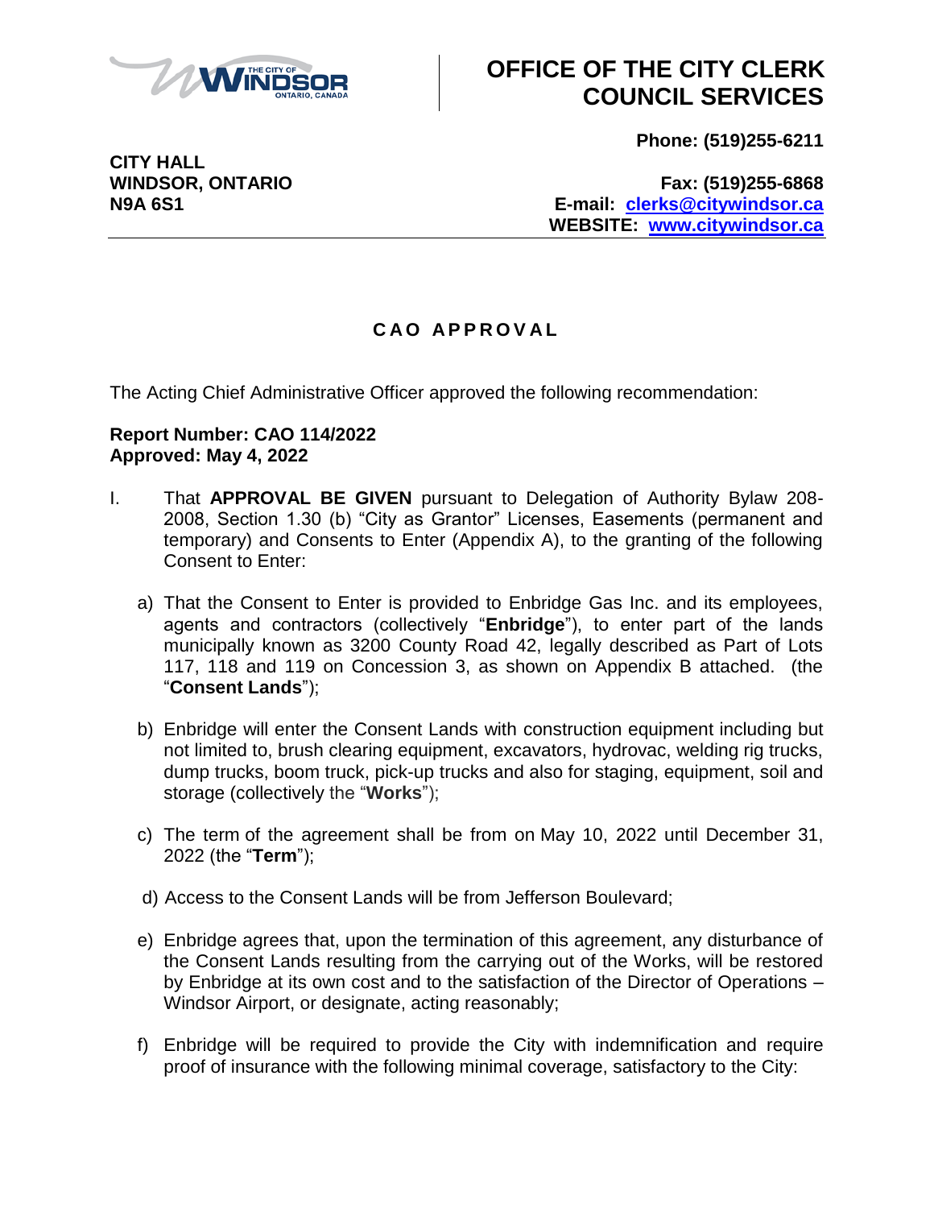THE CITY OF WINDSOR ONTARIO, CANADA

# OFFICE OF THE CITY CLERK COUNCIL SERVICES

**CITY HALL**
**WINDSOR, ONTARIO**
**N9A 6S1**

**Phone: (519)255-6211**

**Fax: (519)255-6868**
**E-mail: clerks@citywindsor.ca**
**WEBSITE: www.citywindsor.ca**

## C A O  A P P R O V A L

The Acting Chief Administrative Officer approved the following recommendation:

**Report Number: CAO 114/2022**
**Approved: May 4, 2022**

I. That **APPROVAL BE GIVEN** pursuant to Delegation of Authority Bylaw 208-2008, Section 1.30 (b) "City as Grantor" Licenses, Easements (permanent and temporary) and Consents to Enter (Appendix A), to the granting of the following Consent to Enter:

a) That the Consent to Enter is provided to Enbridge Gas Inc. and its employees, agents and contractors (collectively "**Enbridge**"), to enter part of the lands municipally known as 3200 County Road 42, legally described as Part of Lots 117, 118 and 119 on Concession 3, as shown on Appendix B attached. (the "**Consent Lands**");

b) Enbridge will enter the Consent Lands with construction equipment including but not limited to, brush clearing equipment, excavators, hydrovac, welding rig trucks, dump trucks, boom truck, pick-up trucks and also for staging, equipment, soil and storage (collectively the "**Works**");

c) The term of the agreement shall be from on May 10, 2022 until December 31, 2022 (the "**Term**");

d) Access to the Consent Lands will be from Jefferson Boulevard;

e) Enbridge agrees that, upon the termination of this agreement, any disturbance of the Consent Lands resulting from the carrying out of the Works, will be restored by Enbridge at its own cost and to the satisfaction of the Director of Operations – Windsor Airport, or designate, acting reasonably;

f) Enbridge will be required to provide the City with indemnification and require proof of insurance with the following minimal coverage, satisfactory to the City: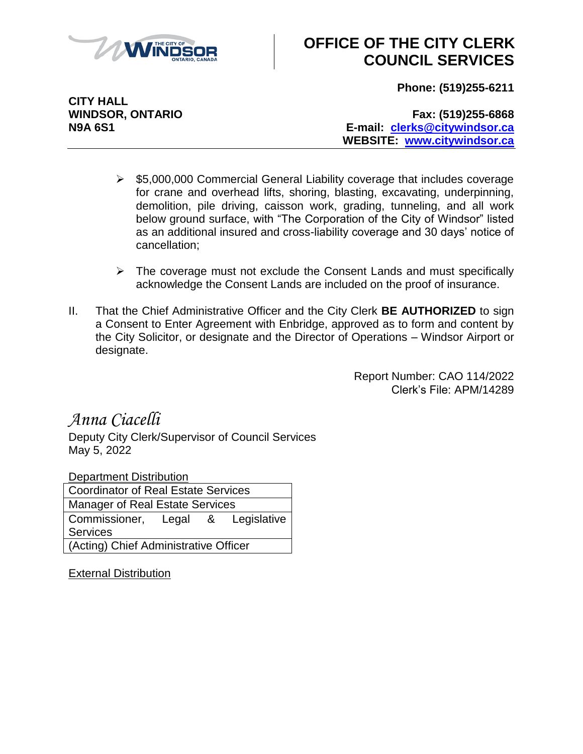# OFFICE OF THE CITY CLERK COUNCIL SERVICES

**CITY HALL**
**WINDSOR, ONTARIO**
**N9A 6S1**

**Phone: (519)255-6211**

**Fax: (519)255-6868**
**E-mail: clerks@citywindsor.ca**
**WEBSITE: www.citywindsor.ca**

- $5,000,000 Commercial General Liability coverage that includes coverage for crane and overhead lifts, shoring, blasting, excavating, underpinning, demolition, pile driving, caisson work, grading, tunneling, and all work below ground surface, with "The Corporation of the City of Windsor" listed as an additional insured and cross-liability coverage and 30 days' notice of cancellation;

- The coverage must not exclude the Consent Lands and must specifically acknowledge the Consent Lands are included on the proof of insurance.

II. That the Chief Administrative Officer and the City Clerk **BE AUTHORIZED** to sign a Consent to Enter Agreement with Enbridge, approved as to form and content by the City Solicitor, or designate and the Director of Operations – Windsor Airport or designate.

Report Number: CAO 114/2022
Clerk's File: APM/14289

*Anna Ciacelli*
Deputy City Clerk/Supervisor of Council Services
May 5, 2022

Department Distribution

| |
|---|
| Coordinator of Real Estate Services |
| Manager of Real Estate Services |
| Commissioner, Legal & Legislative Services |
| (Acting) Chief Administrative Officer |

External Distribution